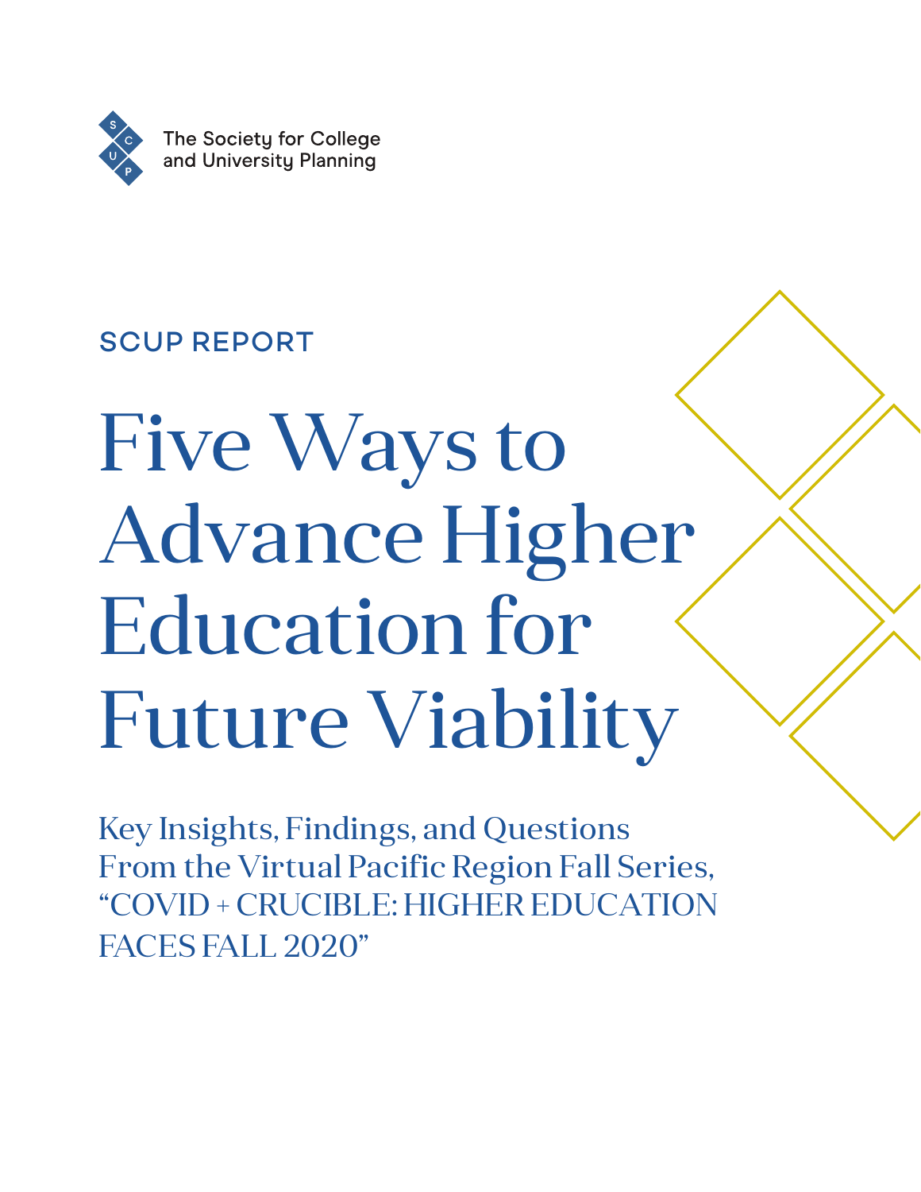The Society for College and University Planning

SCUP REPORT

# Five Ways to Advance Higher Education for Future Viability

## Key Insights, Findings, and Questions From the Virtual Pacific Region Fall Series, "COVID + CRUCIBLE: HIGHER EDUCATION FACES FALL 2020"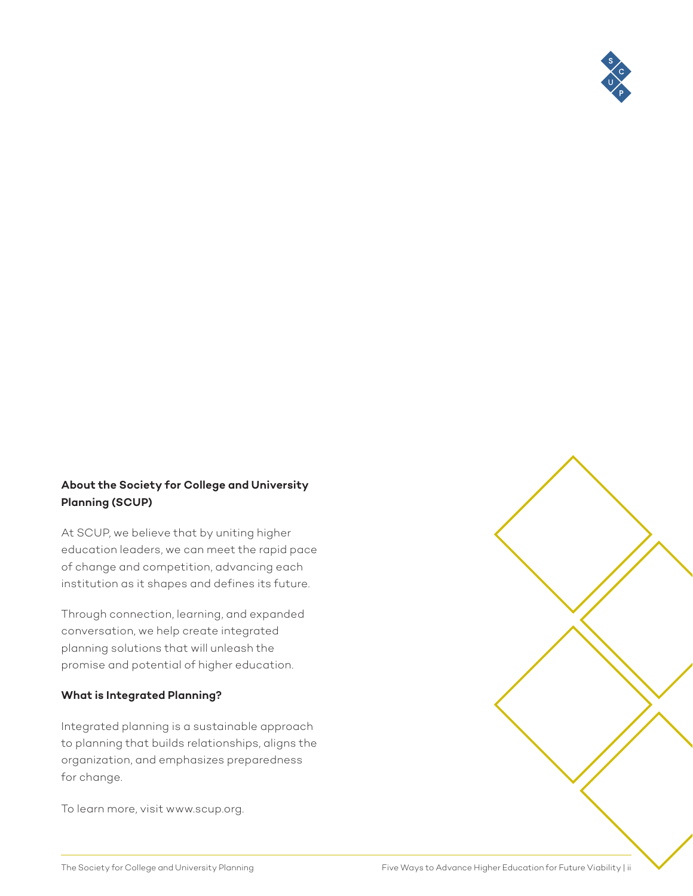## About the Society for College and University Planning (SCUP)

At SCUP, we believe that by uniting higher education leaders, we can meet the rapid pace of change and competition, advancing each institution as it shapes and defines its future.

Through connection, learning, and expanded conversation, we help create integrated planning solutions that will unleash the promise and potential of higher education.

### What is Integrated Planning?

Integrated planning is a sustainable approach to planning that builds relationships, aligns the organization, and emphasizes preparedness for change.

To learn more, visit www.scup.org.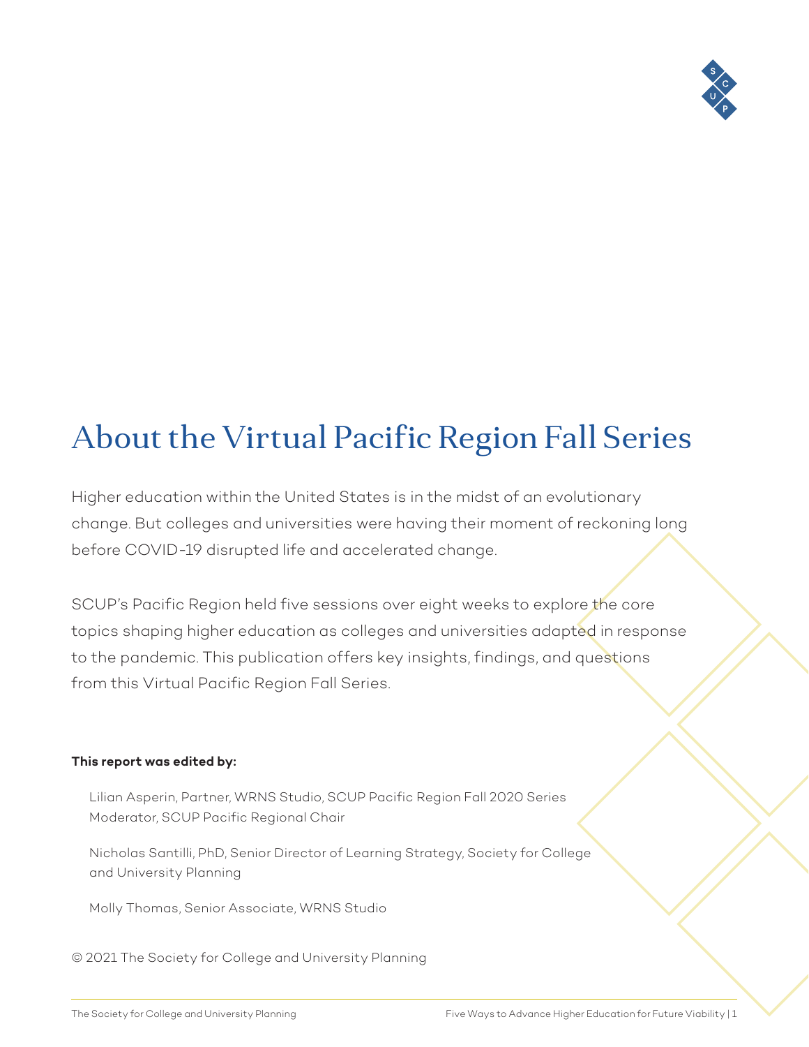# About the Virtual Pacific Region Fall Series

Higher education within the United States is in the midst of an evolutionary change. But colleges and universities were having their moment of reckoning long before COVID-19 disrupted life and accelerated change.

SCUP's Pacific Region held five sessions over eight weeks to explore the core topics shaping higher education as colleges and universities adapted in response to the pandemic. This publication offers key insights, findings, and questions from this Virtual Pacific Region Fall Series.

**This report was edited by:**

Lilian Asperin, Partner, WRNS Studio, SCUP Pacific Region Fall 2020 Series Moderator, SCUP Pacific Regional Chair

Nicholas Santilli, PhD, Senior Director of Learning Strategy, Society for College and University Planning

Molly Thomas, Senior Associate, WRNS Studio

© 2021 The Society for College and University Planning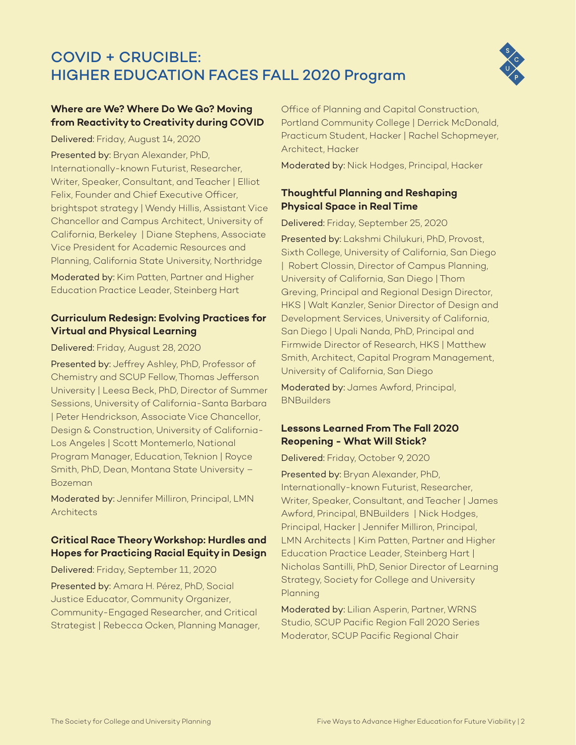# COVID + CRUCIBLE: HIGHER EDUCATION FACES FALL 2020 Program

### Where are We? Where Do We Go? Moving from Reactivity to Creativity during COVID

Delivered: Friday, August 14, 2020

Presented by: Bryan Alexander, PhD, Internationally-known Futurist, Researcher, Writer, Speaker, Consultant, and Teacher | Elliot Felix, Founder and Chief Executive Officer, brightspot strategy | Wendy Hillis, Assistant Vice Chancellor and Campus Architect, University of California, Berkeley | Diane Stephens, Associate Vice President for Academic Resources and Planning, California State University, Northridge

Moderated by: Kim Patten, Partner and Higher Education Practice Leader, Steinberg Hart

### Curriculum Redesign: Evolving Practices for Virtual and Physical Learning

Delivered: Friday, August 28, 2020

Presented by: Jeffrey Ashley, PhD, Professor of Chemistry and SCUP Fellow, Thomas Jefferson University | Leesa Beck, PhD, Director of Summer Sessions, University of California-Santa Barbara | Peter Hendrickson, Associate Vice Chancellor, Design & Construction, University of California-Los Angeles | Scott Montemerlo, National Program Manager, Education, Teknion | Royce Smith, PhD, Dean, Montana State University – Bozeman

Moderated by: Jennifer Milliron, Principal, LMN Architects

### Critical Race Theory Workshop: Hurdles and Hopes for Practicing Racial Equity in Design

Delivered: Friday, September 11, 2020

Presented by: Amara H. Pérez, PhD, Social Justice Educator, Community Organizer, Community-Engaged Researcher, and Critical Strategist | Rebecca Ocken, Planning Manager, Office of Planning and Capital Construction, Portland Community College | Derrick McDonald, Practicum Student, Hacker | Rachel Schopmeyer, Architect, Hacker

Moderated by: Nick Hodges, Principal, Hacker

### Thoughtful Planning and Reshaping Physical Space in Real Time

Delivered: Friday, September 25, 2020

Presented by: Lakshmi Chilukuri, PhD, Provost, Sixth College, University of California, San Diego | Robert Clossin, Director of Campus Planning, University of California, San Diego | Thom Greving, Principal and Regional Design Director, HKS | Walt Kanzler, Senior Director of Design and Development Services, University of California, San Diego | Upali Nanda, PhD, Principal and Firmwide Director of Research, HKS | Matthew Smith, Architect, Capital Program Management, University of California, San Diego

Moderated by: James Awford, Principal, BNBuilders

### Lessons Learned From The Fall 2020 Reopening - What Will Stick?

Delivered: Friday, October 9, 2020

Presented by: Bryan Alexander, PhD, Internationally-known Futurist, Researcher, Writer, Speaker, Consultant, and Teacher | James Awford, Principal, BNBuilders | Nick Hodges, Principal, Hacker | Jennifer Milliron, Principal, LMN Architects | Kim Patten, Partner and Higher Education Practice Leader, Steinberg Hart | Nicholas Santilli, PhD, Senior Director of Learning Strategy, Society for College and University Planning

Moderated by: Lilian Asperin, Partner, WRNS Studio, SCUP Pacific Region Fall 2020 Series Moderator, SCUP Pacific Regional Chair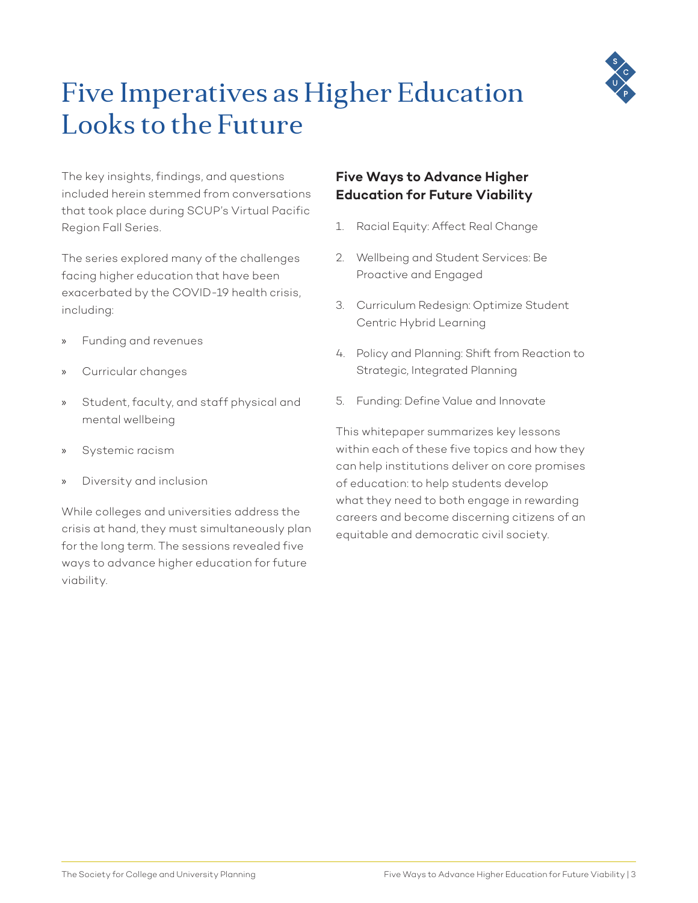# Five Imperatives as Higher Education Looks to the Future

The key insights, findings, and questions included herein stemmed from conversations that took place during SCUP's Virtual Pacific Region Fall Series.

The series explored many of the challenges facing higher education that have been exacerbated by the COVID-19 health crisis, including:

- Funding and revenues
- Curricular changes
- Student, faculty, and staff physical and mental wellbeing
- Systemic racism
- Diversity and inclusion

While colleges and universities address the crisis at hand, they must simultaneously plan for the long term. The sessions revealed five ways to advance higher education for future viability.

### Five Ways to Advance Higher Education for Future Viability

1. Racial Equity: Affect Real Change
2. Wellbeing and Student Services: Be Proactive and Engaged
3. Curriculum Redesign: Optimize Student Centric Hybrid Learning
4. Policy and Planning: Shift from Reaction to Strategic, Integrated Planning
5. Funding: Define Value and Innovate

This whitepaper summarizes key lessons within each of these five topics and how they can help institutions deliver on core promises of education: to help students develop what they need to both engage in rewarding careers and become discerning citizens of an equitable and democratic civil society.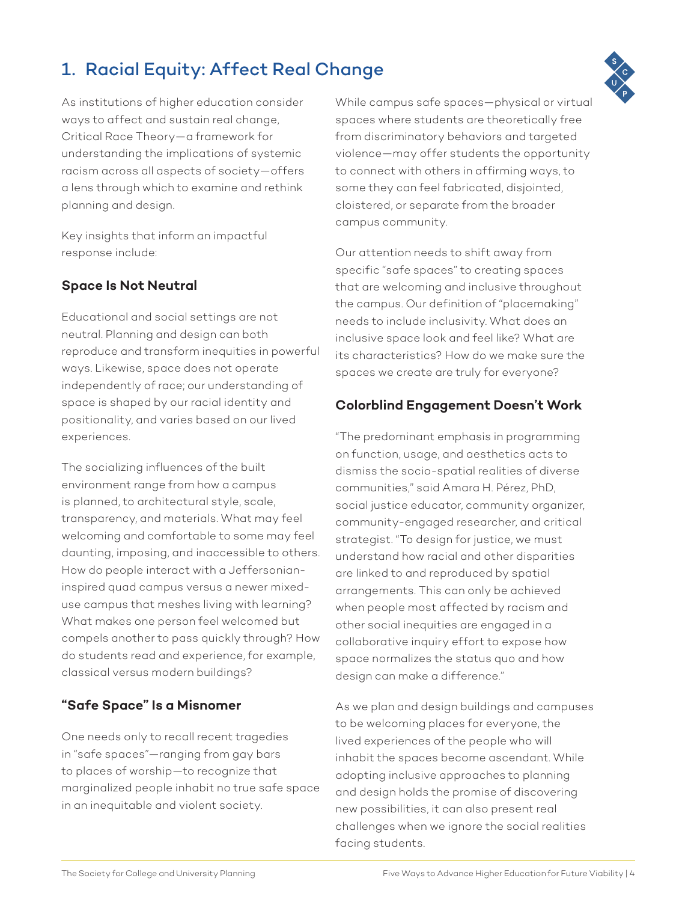## 1. Racial Equity: Affect Real Change

As institutions of higher education consider ways to affect and sustain real change, Critical Race Theory—a framework for understanding the implications of systemic racism across all aspects of society—offers a lens through which to examine and rethink planning and design.

Key insights that inform an impactful response include:

### Space Is Not Neutral

Educational and social settings are not neutral. Planning and design can both reproduce and transform inequities in powerful ways. Likewise, space does not operate independently of race; our understanding of space is shaped by our racial identity and positionality, and varies based on our lived experiences.

The socializing influences of the built environment range from how a campus is planned, to architectural style, scale, transparency, and materials. What may feel welcoming and comfortable to some may feel daunting, imposing, and inaccessible to others. How do people interact with a Jeffersonian-inspired quad campus versus a newer mixed-use campus that meshes living with learning? What makes one person feel welcomed but compels another to pass quickly through? How do students read and experience, for example, classical versus modern buildings?

### "Safe Space" Is a Misnomer

One needs only to recall recent tragedies in "safe spaces"—ranging from gay bars to places of worship—to recognize that marginalized people inhabit no true safe space in an inequitable and violent society.

While campus safe spaces—physical or virtual spaces where students are theoretically free from discriminatory behaviors and targeted violence—may offer students the opportunity to connect with others in affirming ways, to some they can feel fabricated, disjointed, cloistered, or separate from the broader campus community.

Our attention needs to shift away from specific "safe spaces" to creating spaces that are welcoming and inclusive throughout the campus. Our definition of "placemaking" needs to include inclusivity. What does an inclusive space look and feel like? What are its characteristics? How do we make sure the spaces we create are truly for everyone?

### Colorblind Engagement Doesn't Work

"The predominant emphasis in programming on function, usage, and aesthetics acts to dismiss the socio-spatial realities of diverse communities," said Amara H. Pérez, PhD, social justice educator, community organizer, community-engaged researcher, and critical strategist. "To design for justice, we must understand how racial and other disparities are linked to and reproduced by spatial arrangements. This can only be achieved when people most affected by racism and other social inequities are engaged in a collaborative inquiry effort to expose how space normalizes the status quo and how design can make a difference."

As we plan and design buildings and campuses to be welcoming places for everyone, the lived experiences of the people who will inhabit the spaces become ascendant. While adopting inclusive approaches to planning and design holds the promise of discovering new possibilities, it can also present real challenges when we ignore the social realities facing students.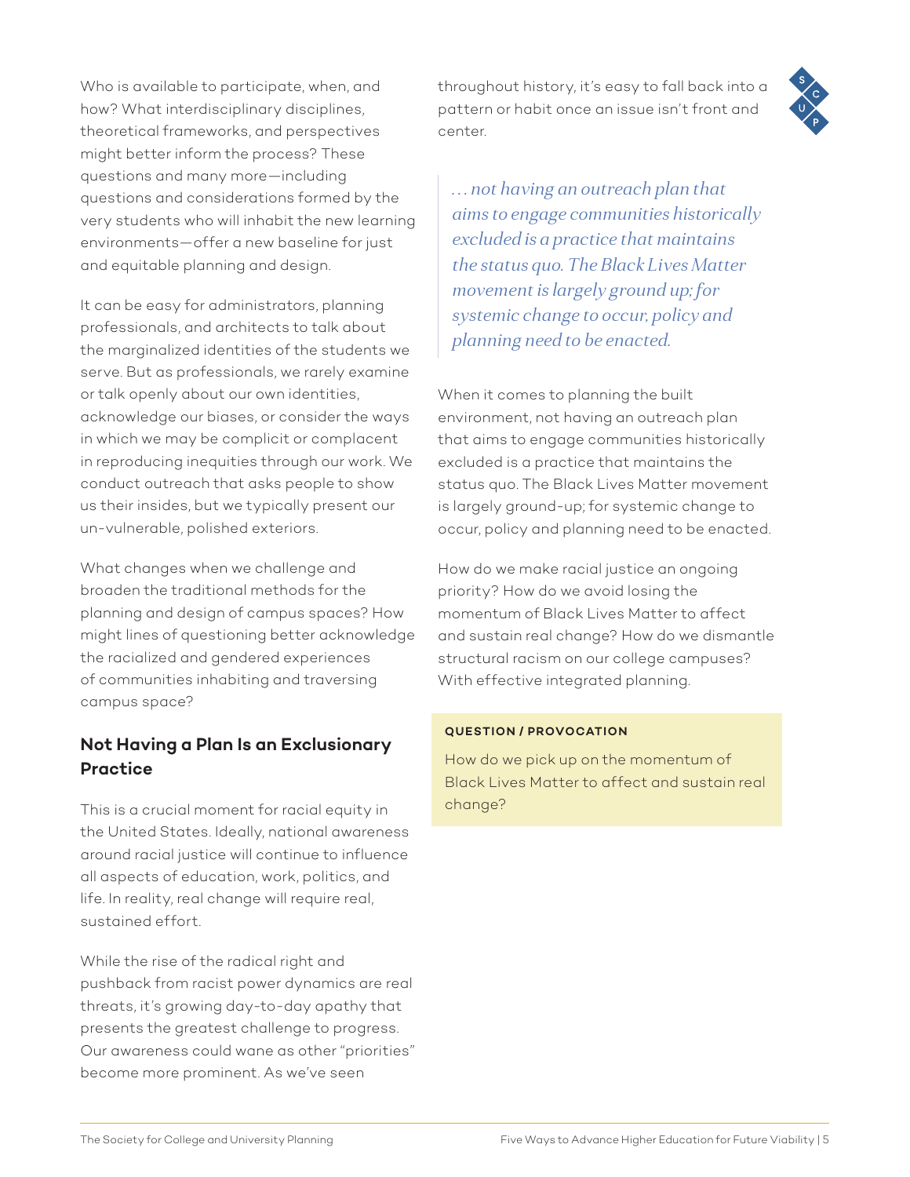Who is available to participate, when, and how? What interdisciplinary disciplines, theoretical frameworks, and perspectives might better inform the process? These questions and many more—including questions and considerations formed by the very students who will inhabit the new learning environments—offer a new baseline for just and equitable planning and design.

It can be easy for administrators, planning professionals, and architects to talk about the marginalized identities of the students we serve. But as professionals, we rarely examine or talk openly about our own identities, acknowledge our biases, or consider the ways in which we may be complicit or complacent in reproducing inequities through our work. We conduct outreach that asks people to show us their insides, but we typically present our un-vulnerable, polished exteriors.

What changes when we challenge and broaden the traditional methods for the planning and design of campus spaces? How might lines of questioning better acknowledge the racialized and gendered experiences of communities inhabiting and traversing campus space?

### Not Having a Plan Is an Exclusionary Practice

This is a crucial moment for racial equity in the United States. Ideally, national awareness around racial justice will continue to influence all aspects of education, work, politics, and life. In reality, real change will require real, sustained effort.

While the rise of the radical right and pushback from racist power dynamics are real threats, it's growing day-to-day apathy that presents the greatest challenge to progress. Our awareness could wane as other "priorities" become more prominent. As we've seen throughout history, it's easy to fall back into a pattern or habit once an issue isn't front and center.

> *. . . not having an outreach plan that aims to engage communities historically excluded is a practice that maintains the status quo. The Black Lives Matter movement is largely ground up; for systemic change to occur, policy and planning need to be enacted.*

When it comes to planning the built environment, not having an outreach plan that aims to engage communities historically excluded is a practice that maintains the status quo. The Black Lives Matter movement is largely ground-up; for systemic change to occur, policy and planning need to be enacted.

How do we make racial justice an ongoing priority? How do we avoid losing the momentum of Black Lives Matter to affect and sustain real change? How do we dismantle structural racism on our college campuses? With effective integrated planning.

**QUESTION / PROVOCATION**

How do we pick up on the momentum of Black Lives Matter to affect and sustain real change?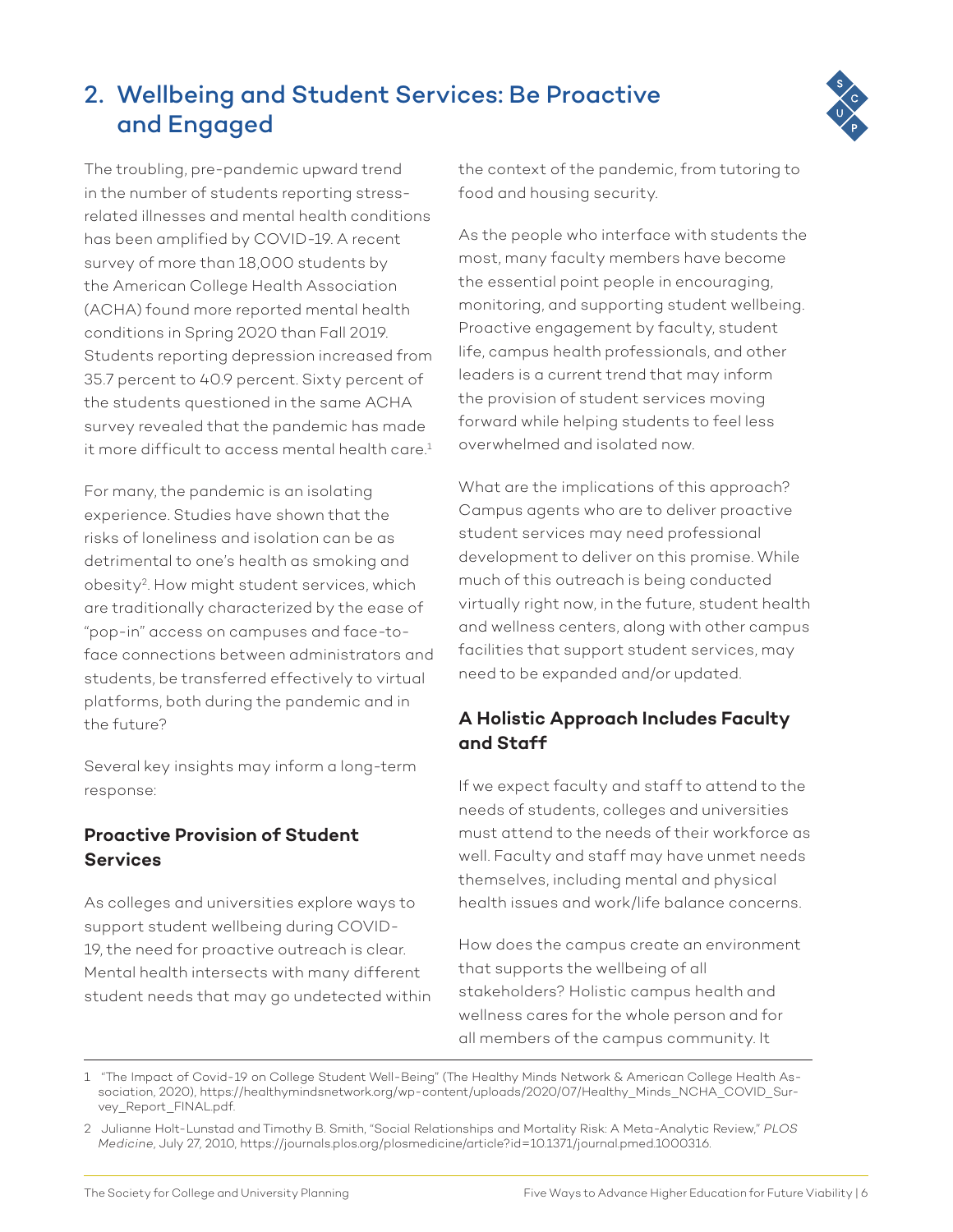## 2. Wellbeing and Student Services: Be Proactive and Engaged

The troubling, pre-pandemic upward trend in the number of students reporting stress-related illnesses and mental health conditions has been amplified by COVID-19. A recent survey of more than 18,000 students by the American College Health Association (ACHA) found more reported mental health conditions in Spring 2020 than Fall 2019. Students reporting depression increased from 35.7 percent to 40.9 percent. Sixty percent of the students questioned in the same ACHA survey revealed that the pandemic has made it more difficult to access mental health care.[1]

For many, the pandemic is an isolating experience. Studies have shown that the risks of loneliness and isolation can be as detrimental to one's health as smoking and obesity[2]. How might student services, which are traditionally characterized by the ease of "pop-in" access on campuses and face-to-face connections between administrators and students, be transferred effectively to virtual platforms, both during the pandemic and in the future?

Several key insights may inform a long-term response:

### Proactive Provision of Student Services

As colleges and universities explore ways to support student wellbeing during COVID-19, the need for proactive outreach is clear. Mental health intersects with many different student needs that may go undetected within the context of the pandemic, from tutoring to food and housing security.

As the people who interface with students the most, many faculty members have become the essential point people in encouraging, monitoring, and supporting student wellbeing. Proactive engagement by faculty, student life, campus health professionals, and other leaders is a current trend that may inform the provision of student services moving forward while helping students to feel less overwhelmed and isolated now.

What are the implications of this approach? Campus agents who are to deliver proactive student services may need professional development to deliver on this promise. While much of this outreach is being conducted virtually right now, in the future, student health and wellness centers, along with other campus facilities that support student services, may need to be expanded and/or updated.

### A Holistic Approach Includes Faculty and Staff

If we expect faculty and staff to attend to the needs of students, colleges and universities must attend to the needs of their workforce as well. Faculty and staff may have unmet needs themselves, including mental and physical health issues and work/life balance concerns.

How does the campus create an environment that supports the wellbeing of all stakeholders? Holistic campus health and wellness cares for the whole person and for all members of the campus community. It

---

1 "The Impact of Covid-19 on College Student Well-Being" (The Healthy Minds Network & American College Health Association, 2020), https://healthymindsnetwork.org/wp-content/uploads/2020/07/Healthy_Minds_NCHA_COVID_Survey_Report_FINAL.pdf.

2 Julianne Holt-Lunstad and Timothy B. Smith, "Social Relationships and Mortality Risk: A Meta-Analytic Review," *PLOS Medicine*, July 27, 2010, https://journals.plos.org/plosmedicine/article?id=10.1371/journal.pmed.1000316.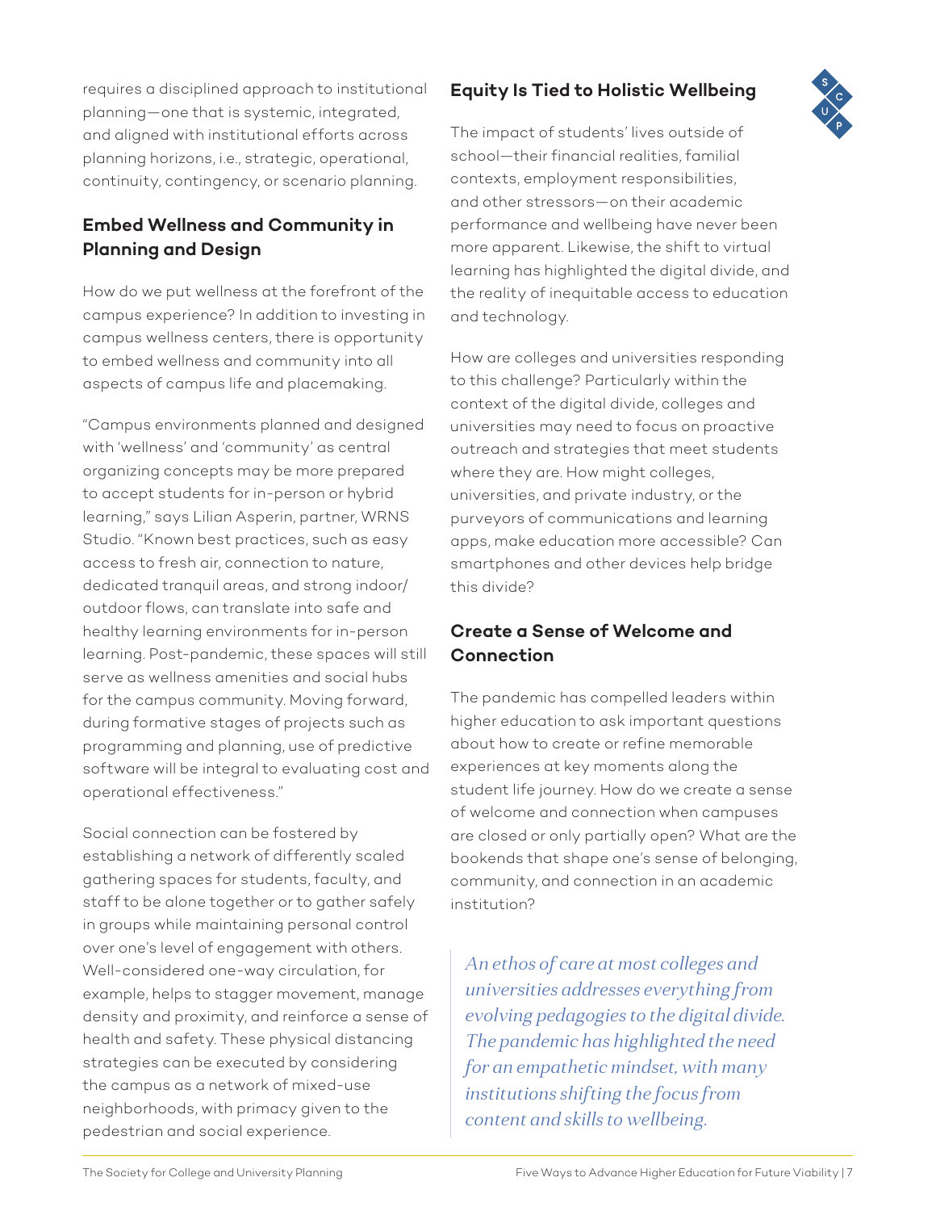requires a disciplined approach to institutional planning—one that is systemic, integrated, and aligned with institutional efforts across planning horizons, i.e., strategic, operational, continuity, contingency, or scenario planning.

## Embed Wellness and Community in Planning and Design

How do we put wellness at the forefront of the campus experience? In addition to investing in campus wellness centers, there is opportunity to embed wellness and community into all aspects of campus life and placemaking.

"Campus environments planned and designed with 'wellness' and 'community' as central organizing concepts may be more prepared to accept students for in-person or hybrid learning," says Lilian Asperin, partner, WRNS Studio. "Known best practices, such as easy access to fresh air, connection to nature, dedicated tranquil areas, and strong indoor/outdoor flows, can translate into safe and healthy learning environments for in-person learning. Post-pandemic, these spaces will still serve as wellness amenities and social hubs for the campus community. Moving forward, during formative stages of projects such as programming and planning, use of predictive software will be integral to evaluating cost and operational effectiveness."

Social connection can be fostered by establishing a network of differently scaled gathering spaces for students, faculty, and staff to be alone together or to gather safely in groups while maintaining personal control over one's level of engagement with others. Well-considered one-way circulation, for example, helps to stagger movement, manage density and proximity, and reinforce a sense of health and safety. These physical distancing strategies can be executed by considering the campus as a network of mixed-use neighborhoods, with primacy given to the pedestrian and social experience.

## Equity Is Tied to Holistic Wellbeing

The impact of students' lives outside of school—their financial realities, familial contexts, employment responsibilities, and other stressors—on their academic performance and wellbeing have never been more apparent. Likewise, the shift to virtual learning has highlighted the digital divide, and the reality of inequitable access to education and technology.

How are colleges and universities responding to this challenge? Particularly within the context of the digital divide, colleges and universities may need to focus on proactive outreach and strategies that meet students where they are. How might colleges, universities, and private industry, or the purveyors of communications and learning apps, make education more accessible? Can smartphones and other devices help bridge this divide?

## Create a Sense of Welcome and Connection

The pandemic has compelled leaders within higher education to ask important questions about how to create or refine memorable experiences at key moments along the student life journey. How do we create a sense of welcome and connection when campuses are closed or only partially open? What are the bookends that shape one's sense of belonging, community, and connection in an academic institution?

> *An ethos of care at most colleges and universities addresses everything from evolving pedagogies to the digital divide. The pandemic has highlighted the need for an empathetic mindset, with many institutions shifting the focus from content and skills to wellbeing.*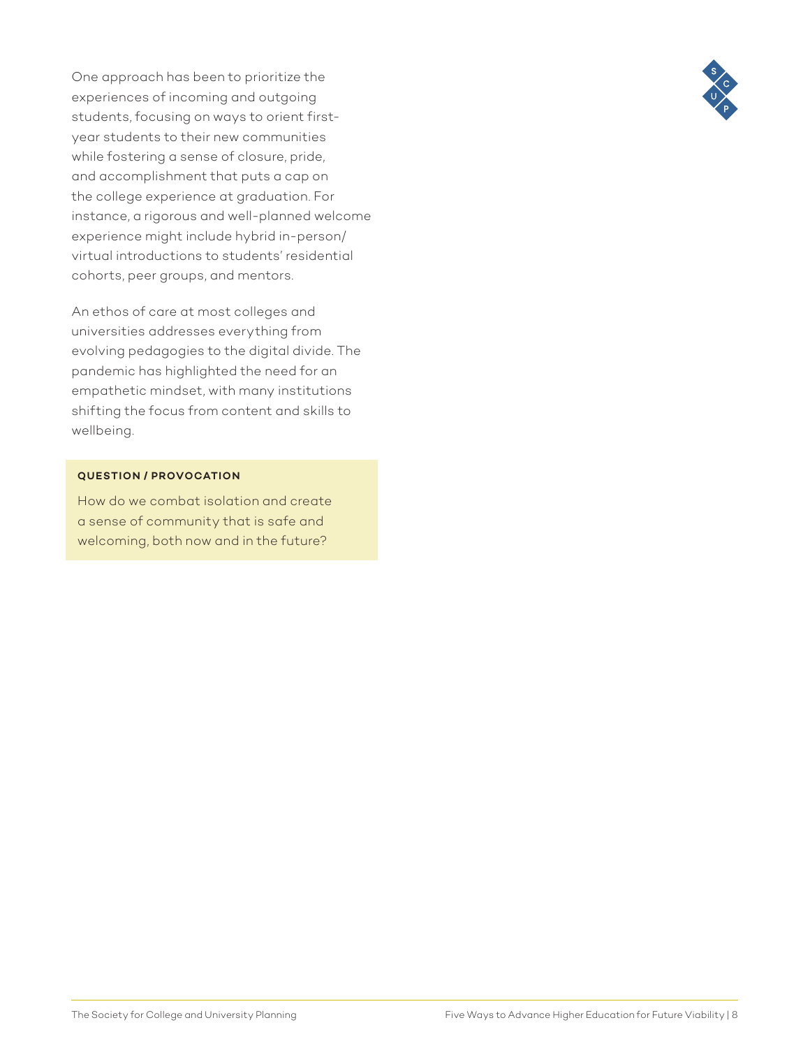One approach has been to prioritize the experiences of incoming and outgoing students, focusing on ways to orient first-year students to their new communities while fostering a sense of closure, pride, and accomplishment that puts a cap on the college experience at graduation. For instance, a rigorous and well-planned welcome experience might include hybrid in-person/virtual introductions to students' residential cohorts, peer groups, and mentors.

An ethos of care at most colleges and universities addresses everything from evolving pedagogies to the digital divide. The pandemic has highlighted the need for an empathetic mindset, with many institutions shifting the focus from content and skills to wellbeing.

**QUESTION / PROVOCATION**

How do we combat isolation and create a sense of community that is safe and welcoming, both now and in the future?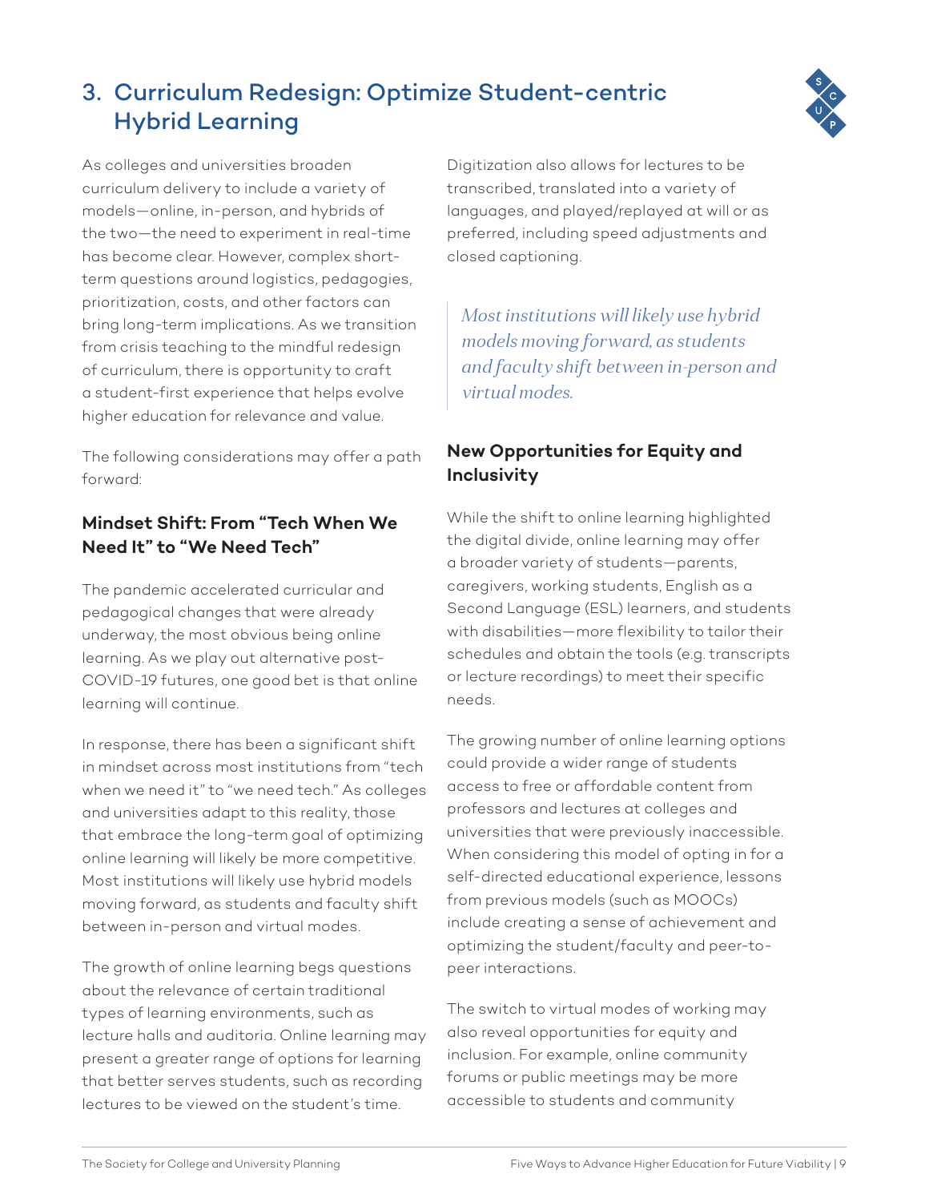## 3. Curriculum Redesign: Optimize Student-centric Hybrid Learning

As colleges and universities broaden curriculum delivery to include a variety of models—online, in-person, and hybrids of the two—the need to experiment in real-time has become clear. However, complex short-term questions around logistics, pedagogies, prioritization, costs, and other factors can bring long-term implications. As we transition from crisis teaching to the mindful redesign of curriculum, there is opportunity to craft a student-first experience that helps evolve higher education for relevance and value.

The following considerations may offer a path forward:

### Mindset Shift: From "Tech When We Need It" to "We Need Tech"

The pandemic accelerated curricular and pedagogical changes that were already underway, the most obvious being online learning. As we play out alternative post-COVID-19 futures, one good bet is that online learning will continue.

In response, there has been a significant shift in mindset across most institutions from "tech when we need it" to "we need tech." As colleges and universities adapt to this reality, those that embrace the long-term goal of optimizing online learning will likely be more competitive. Most institutions will likely use hybrid models moving forward, as students and faculty shift between in-person and virtual modes.

The growth of online learning begs questions about the relevance of certain traditional types of learning environments, such as lecture halls and auditoria. Online learning may present a greater range of options for learning that better serves students, such as recording lectures to be viewed on the student's time. Digitization also allows for lectures to be transcribed, translated into a variety of languages, and played/replayed at will or as preferred, including speed adjustments and closed captioning.

> *Most institutions will likely use hybrid models moving forward, as students and faculty shift between in-person and virtual modes.*

### New Opportunities for Equity and Inclusivity

While the shift to online learning highlighted the digital divide, online learning may offer a broader variety of students—parents, caregivers, working students, English as a Second Language (ESL) learners, and students with disabilities—more flexibility to tailor their schedules and obtain the tools (e.g. transcripts or lecture recordings) to meet their specific needs.

The growing number of online learning options could provide a wider range of students access to free or affordable content from professors and lectures at colleges and universities that were previously inaccessible. When considering this model of opting in for a self-directed educational experience, lessons from previous models (such as MOOCs) include creating a sense of achievement and optimizing the student/faculty and peer-to-peer interactions.

The switch to virtual modes of working may also reveal opportunities for equity and inclusion. For example, online community forums or public meetings may be more accessible to students and community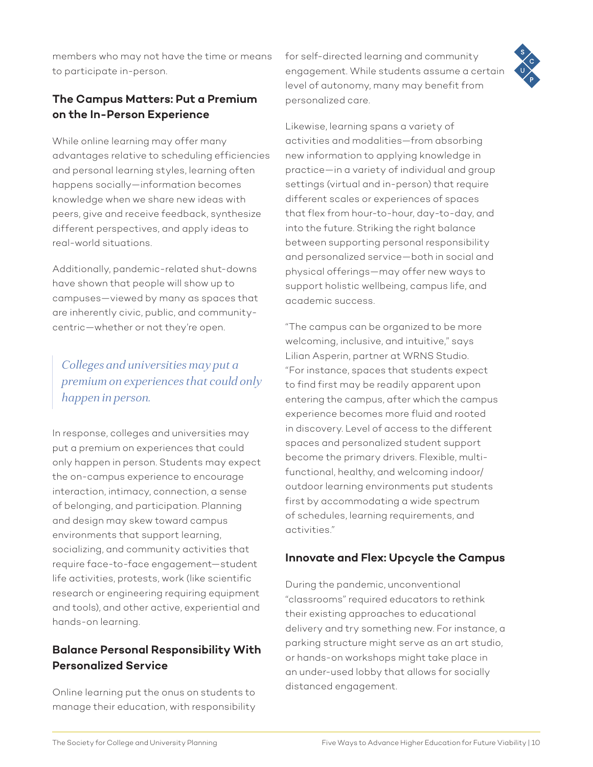members who may not have the time or means to participate in-person.

## The Campus Matters: Put a Premium on the In-Person Experience

While online learning may offer many advantages relative to scheduling efficiencies and personal learning styles, learning often happens socially—information becomes knowledge when we share new ideas with peers, give and receive feedback, synthesize different perspectives, and apply ideas to real-world situations.

Additionally, pandemic-related shut-downs have shown that people will show up to campuses—viewed by many as spaces that are inherently civic, public, and community-centric—whether or not they're open.

> *Colleges and universities may put a premium on experiences that could only happen in person.*

In response, colleges and universities may put a premium on experiences that could only happen in person. Students may expect the on-campus experience to encourage interaction, intimacy, connection, a sense of belonging, and participation. Planning and design may skew toward campus environments that support learning, socializing, and community activities that require face-to-face engagement—student life activities, protests, work (like scientific research or engineering requiring equipment and tools), and other active, experiential and hands-on learning.

## Balance Personal Responsibility With Personalized Service

Online learning put the onus on students to manage their education, with responsibility for self-directed learning and community engagement. While students assume a certain level of autonomy, many may benefit from personalized care.

Likewise, learning spans a variety of activities and modalities—from absorbing new information to applying knowledge in practice—in a variety of individual and group settings (virtual and in-person) that require different scales or experiences of spaces that flex from hour-to-hour, day-to-day, and into the future. Striking the right balance between supporting personal responsibility and personalized service—both in social and physical offerings—may offer new ways to support holistic wellbeing, campus life, and academic success.

"The campus can be organized to be more welcoming, inclusive, and intuitive," says Lilian Asperin, partner at WRNS Studio. "For instance, spaces that students expect to find first may be readily apparent upon entering the campus, after which the campus experience becomes more fluid and rooted in discovery. Level of access to the different spaces and personalized student support become the primary drivers. Flexible, multi-functional, healthy, and welcoming indoor/outdoor learning environments put students first by accommodating a wide spectrum of schedules, learning requirements, and activities."

## Innovate and Flex: Upcycle the Campus

During the pandemic, unconventional "classrooms" required educators to rethink their existing approaches to educational delivery and try something new. For instance, a parking structure might serve as an art studio, or hands-on workshops might take place in an under-used lobby that allows for socially distanced engagement.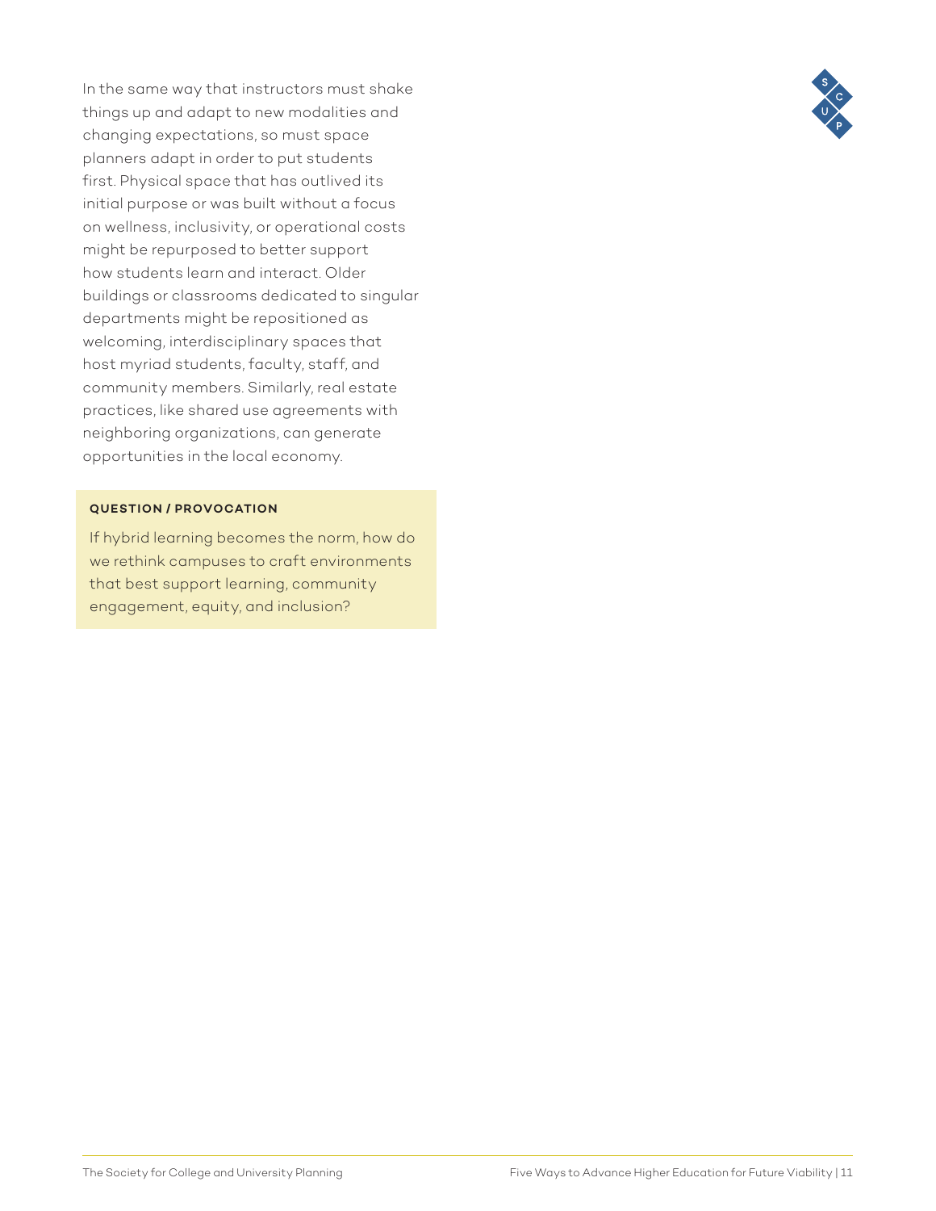In the same way that instructors must shake things up and adapt to new modalities and changing expectations, so must space planners adapt in order to put students first. Physical space that has outlived its initial purpose or was built without a focus on wellness, inclusivity, or operational costs might be repurposed to better support how students learn and interact. Older buildings or classrooms dedicated to singular departments might be repositioned as welcoming, interdisciplinary spaces that host myriad students, faculty, staff, and community members. Similarly, real estate practices, like shared use agreements with neighboring organizations, can generate opportunities in the local economy.

**QUESTION / PROVOCATION**

If hybrid learning becomes the norm, how do we rethink campuses to craft environments that best support learning, community engagement, equity, and inclusion?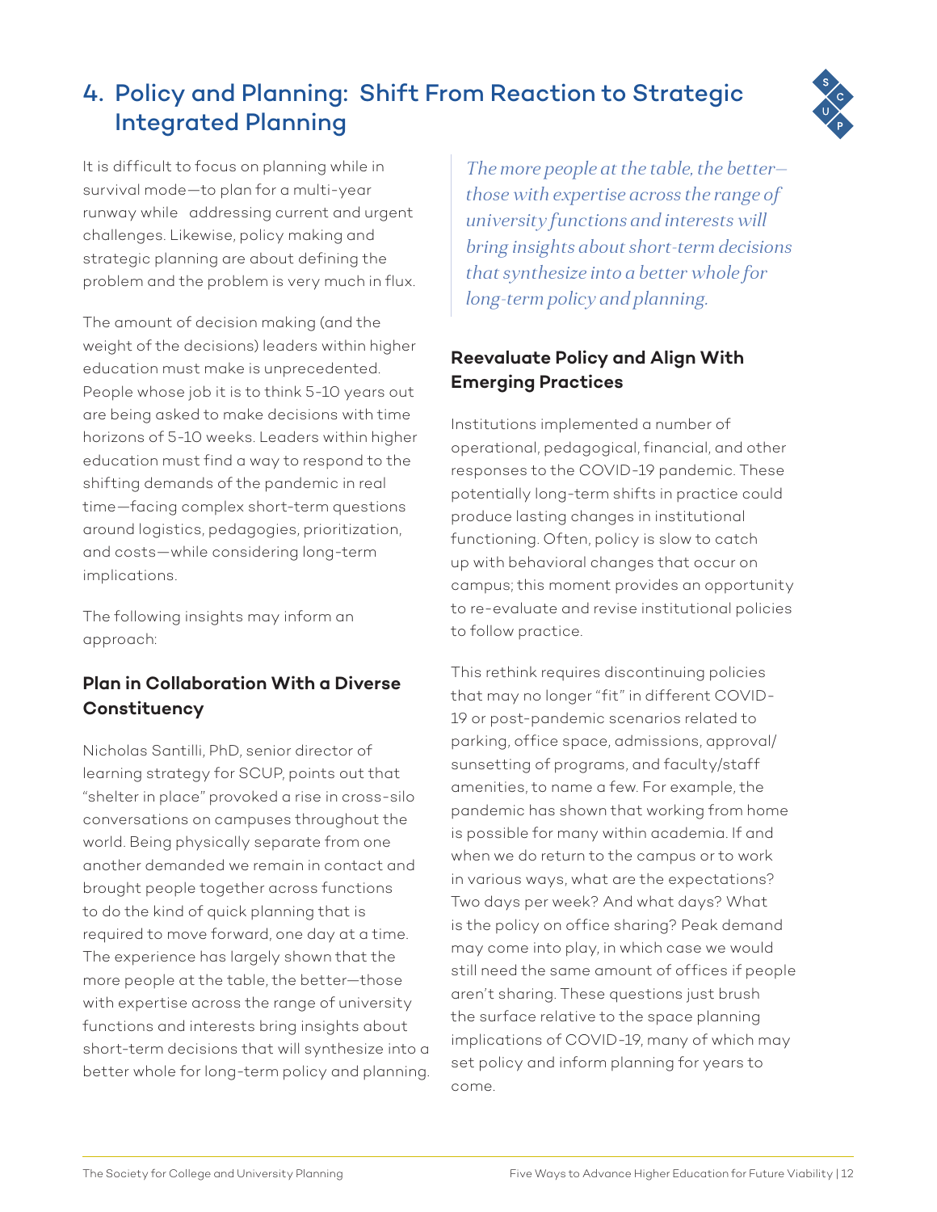## 4. Policy and Planning: Shift From Reaction to Strategic Integrated Planning

It is difficult to focus on planning while in survival mode—to plan for a multi-year runway while addressing current and urgent challenges. Likewise, policy making and strategic planning are about defining the problem and the problem is very much in flux.

The amount of decision making (and the weight of the decisions) leaders within higher education must make is unprecedented. People whose job it is to think 5-10 years out are being asked to make decisions with time horizons of 5-10 weeks. Leaders within higher education must find a way to respond to the shifting demands of the pandemic in real time—facing complex short-term questions around logistics, pedagogies, prioritization, and costs—while considering long-term implications.

The following insights may inform an approach:

### Plan in Collaboration With a Diverse Constituency

Nicholas Santilli, PhD, senior director of learning strategy for SCUP, points out that "shelter in place" provoked a rise in cross-silo conversations on campuses throughout the world. Being physically separate from one another demanded we remain in contact and brought people together across functions to do the kind of quick planning that is required to move forward, one day at a time. The experience has largely shown that the more people at the table, the better—those with expertise across the range of university functions and interests bring insights about short-term decisions that will synthesize into a better whole for long-term policy and planning.

> *The more people at the table, the better—those with expertise across the range of university functions and interests will bring insights about short-term decisions that synthesize into a better whole for long-term policy and planning.*

### Reevaluate Policy and Align With Emerging Practices

Institutions implemented a number of operational, pedagogical, financial, and other responses to the COVID-19 pandemic. These potentially long-term shifts in practice could produce lasting changes in institutional functioning. Often, policy is slow to catch up with behavioral changes that occur on campus; this moment provides an opportunity to re-evaluate and revise institutional policies to follow practice.

This rethink requires discontinuing policies that may no longer "fit" in different COVID-19 or post-pandemic scenarios related to parking, office space, admissions, approval/sunsetting of programs, and faculty/staff amenities, to name a few. For example, the pandemic has shown that working from home is possible for many within academia. If and when we do return to the campus or to work in various ways, what are the expectations? Two days per week? And what days? What is the policy on office sharing? Peak demand may come into play, in which case we would still need the same amount of offices if people aren't sharing. These questions just brush the surface relative to the space planning implications of COVID-19, many of which may set policy and inform planning for years to come.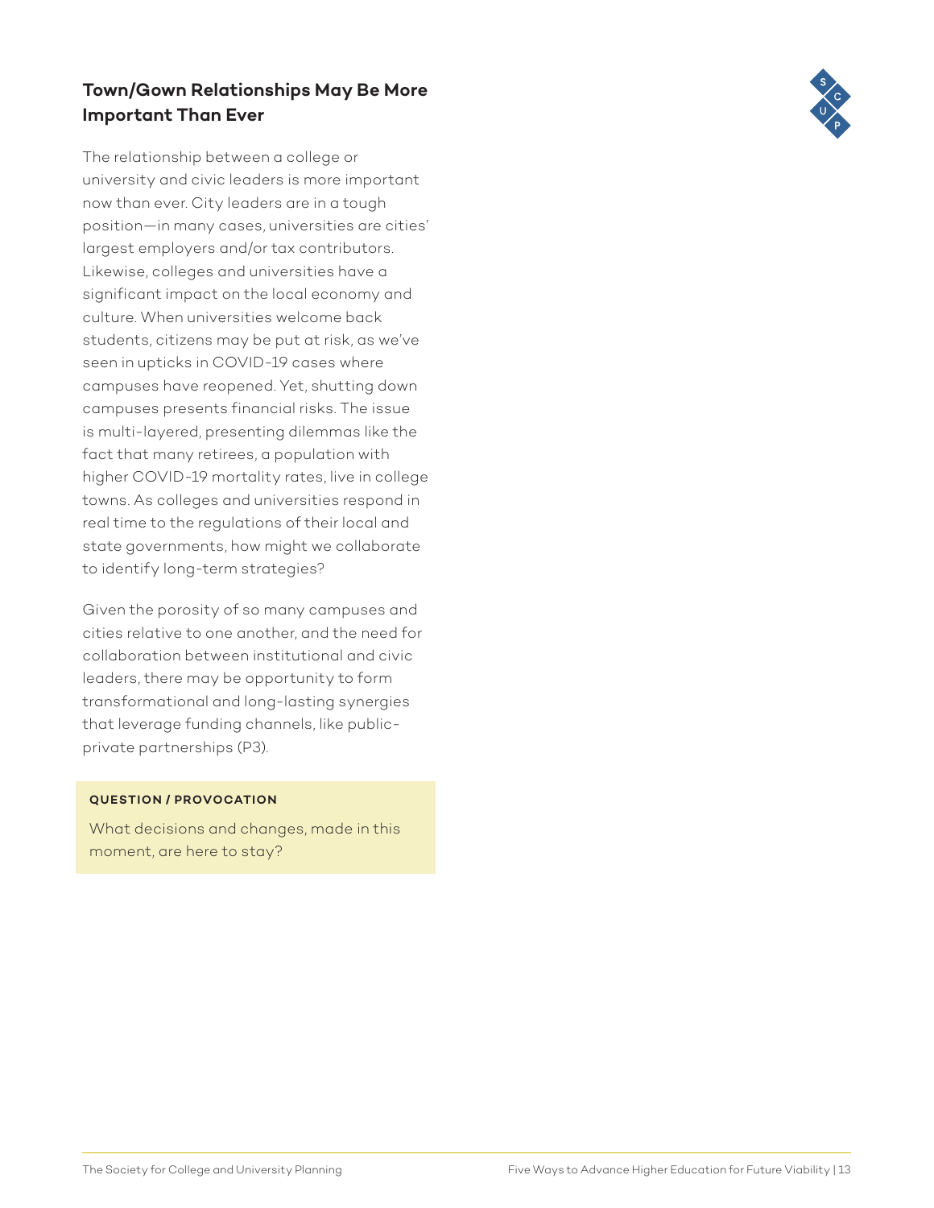## Town/Gown Relationships May Be More Important Than Ever

The relationship between a college or university and civic leaders is more important now than ever. City leaders are in a tough position—in many cases, universities are cities' largest employers and/or tax contributors. Likewise, colleges and universities have a significant impact on the local economy and culture. When universities welcome back students, citizens may be put at risk, as we've seen in upticks in COVID-19 cases where campuses have reopened. Yet, shutting down campuses presents financial risks. The issue is multi-layered, presenting dilemmas like the fact that many retirees, a population with higher COVID-19 mortality rates, live in college towns. As colleges and universities respond in real time to the regulations of their local and state governments, how might we collaborate to identify long-term strategies?

Given the porosity of so many campuses and cities relative to one another, and the need for collaboration between institutional and civic leaders, there may be opportunity to form transformational and long-lasting synergies that leverage funding channels, like public-private partnerships (P3).

**QUESTION / PROVOCATION**

What decisions and changes, made in this moment, are here to stay?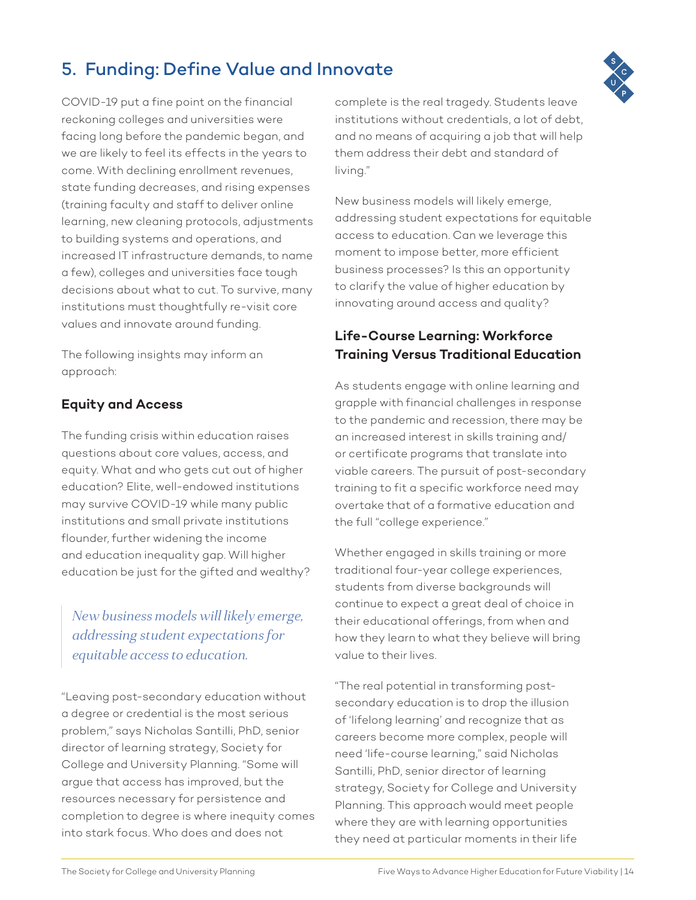## 5. Funding: Define Value and Innovate

COVID-19 put a fine point on the financial reckoning colleges and universities were facing long before the pandemic began, and we are likely to feel its effects in the years to come. With declining enrollment revenues, state funding decreases, and rising expenses (training faculty and staff to deliver online learning, new cleaning protocols, adjustments to building systems and operations, and increased IT infrastructure demands, to name a few), colleges and universities face tough decisions about what to cut. To survive, many institutions must thoughtfully re-visit core values and innovate around funding.

The following insights may inform an approach:

### Equity and Access

The funding crisis within education raises questions about core values, access, and equity. What and who gets cut out of higher education? Elite, well-endowed institutions may survive COVID-19 while many public institutions and small private institutions flounder, further widening the income and education inequality gap. Will higher education be just for the gifted and wealthy?

> *New business models will likely emerge, addressing student expectations for equitable access to education.*

"Leaving post-secondary education without a degree or credential is the most serious problem," says Nicholas Santilli, PhD, senior director of learning strategy, Society for College and University Planning. "Some will argue that access has improved, but the resources necessary for persistence and completion to degree is where inequity comes into stark focus. Who does and does not complete is the real tragedy. Students leave institutions without credentials, a lot of debt, and no means of acquiring a job that will help them address their debt and standard of living."

New business models will likely emerge, addressing student expectations for equitable access to education. Can we leverage this moment to impose better, more efficient business processes? Is this an opportunity to clarify the value of higher education by innovating around access and quality?

### Life-Course Learning: Workforce Training Versus Traditional Education

As students engage with online learning and grapple with financial challenges in response to the pandemic and recession, there may be an increased interest in skills training and/or certificate programs that translate into viable careers. The pursuit of post-secondary training to fit a specific workforce need may overtake that of a formative education and the full "college experience."

Whether engaged in skills training or more traditional four-year college experiences, students from diverse backgrounds will continue to expect a great deal of choice in their educational offerings, from when and how they learn to what they believe will bring value to their lives.

"The real potential in transforming post-secondary education is to drop the illusion of 'lifelong learning' and recognize that as careers become more complex, people will need 'life-course learning," said Nicholas Santilli, PhD, senior director of learning strategy, Society for College and University Planning. This approach would meet people where they are with learning opportunities they need at particular moments in their life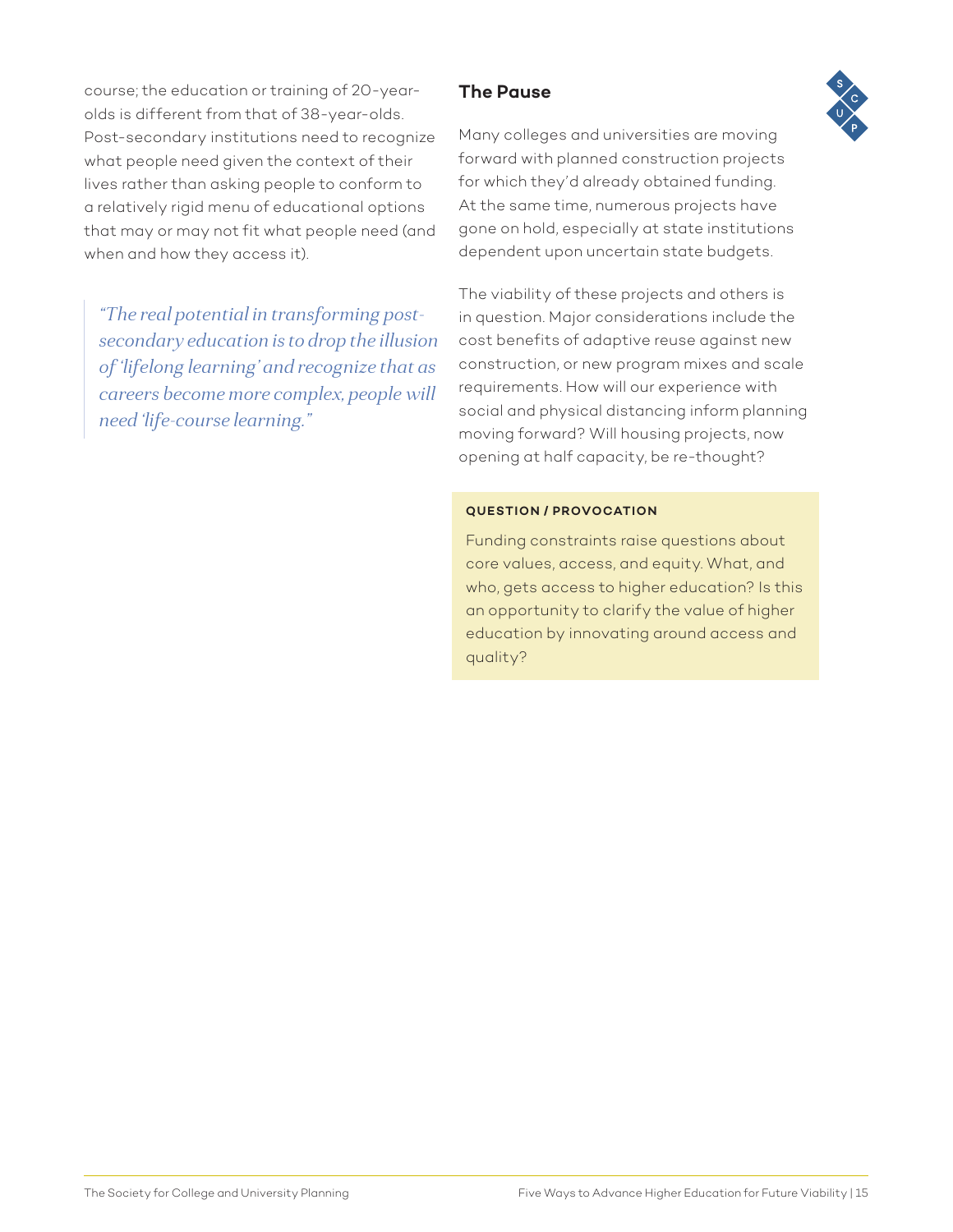course; the education or training of 20-year-olds is different from that of 38-year-olds. Post-secondary institutions need to recognize what people need given the context of their lives rather than asking people to conform to a relatively rigid menu of educational options that may or may not fit what people need (and when and how they access it).

> *"The real potential in transforming post-secondary education is to drop the illusion of 'lifelong learning' and recognize that as careers become more complex, people will need 'life-course learning."*

## The Pause

Many colleges and universities are moving forward with planned construction projects for which they'd already obtained funding. At the same time, numerous projects have gone on hold, especially at state institutions dependent upon uncertain state budgets.

The viability of these projects and others is in question. Major considerations include the cost benefits of adaptive reuse against new construction, or new program mixes and scale requirements. How will our experience with social and physical distancing inform planning moving forward? Will housing projects, now opening at half capacity, be re-thought?

**QUESTION / PROVOCATION**

Funding constraints raise questions about core values, access, and equity. What, and who, gets access to higher education? Is this an opportunity to clarify the value of higher education by innovating around access and quality?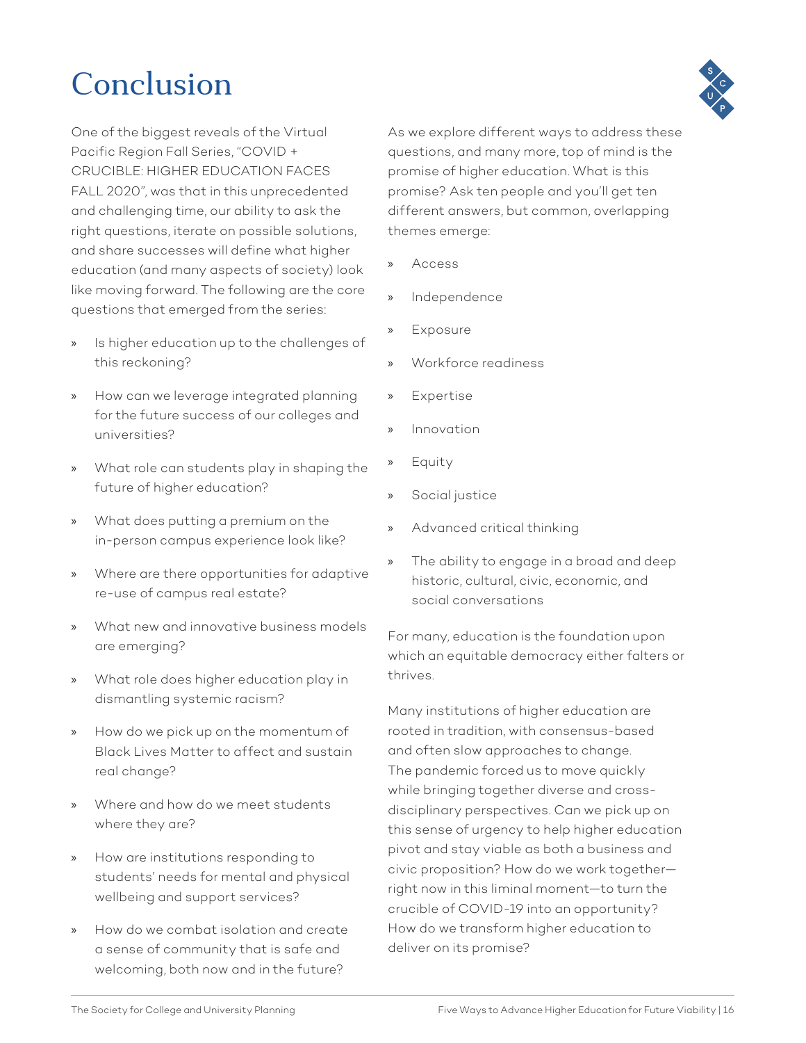# Conclusion

One of the biggest reveals of the Virtual Pacific Region Fall Series, "COVID + CRUCIBLE: HIGHER EDUCATION FACES FALL 2020", was that in this unprecedented and challenging time, our ability to ask the right questions, iterate on possible solutions, and share successes will define what higher education (and many aspects of society) look like moving forward. The following are the core questions that emerged from the series:

- Is higher education up to the challenges of this reckoning?
- How can we leverage integrated planning for the future success of our colleges and universities?
- What role can students play in shaping the future of higher education?
- What does putting a premium on the in-person campus experience look like?
- Where are there opportunities for adaptive re-use of campus real estate?
- What new and innovative business models are emerging?
- What role does higher education play in dismantling systemic racism?
- How do we pick up on the momentum of Black Lives Matter to affect and sustain real change?
- Where and how do we meet students where they are?
- How are institutions responding to students' needs for mental and physical wellbeing and support services?
- How do we combat isolation and create a sense of community that is safe and welcoming, both now and in the future?

As we explore different ways to address these questions, and many more, top of mind is the promise of higher education. What is this promise? Ask ten people and you'll get ten different answers, but common, overlapping themes emerge:

- Access
- Independence
- Exposure
- Workforce readiness
- Expertise
- Innovation
- Equity
- Social justice
- Advanced critical thinking
- The ability to engage in a broad and deep historic, cultural, civic, economic, and social conversations

For many, education is the foundation upon which an equitable democracy either falters or thrives.

Many institutions of higher education are rooted in tradition, with consensus-based and often slow approaches to change. The pandemic forced us to move quickly while bringing together diverse and cross-disciplinary perspectives. Can we pick up on this sense of urgency to help higher education pivot and stay viable as both a business and civic proposition? How do we work together—right now in this liminal moment—to turn the crucible of COVID-19 into an opportunity? How do we transform higher education to deliver on its promise?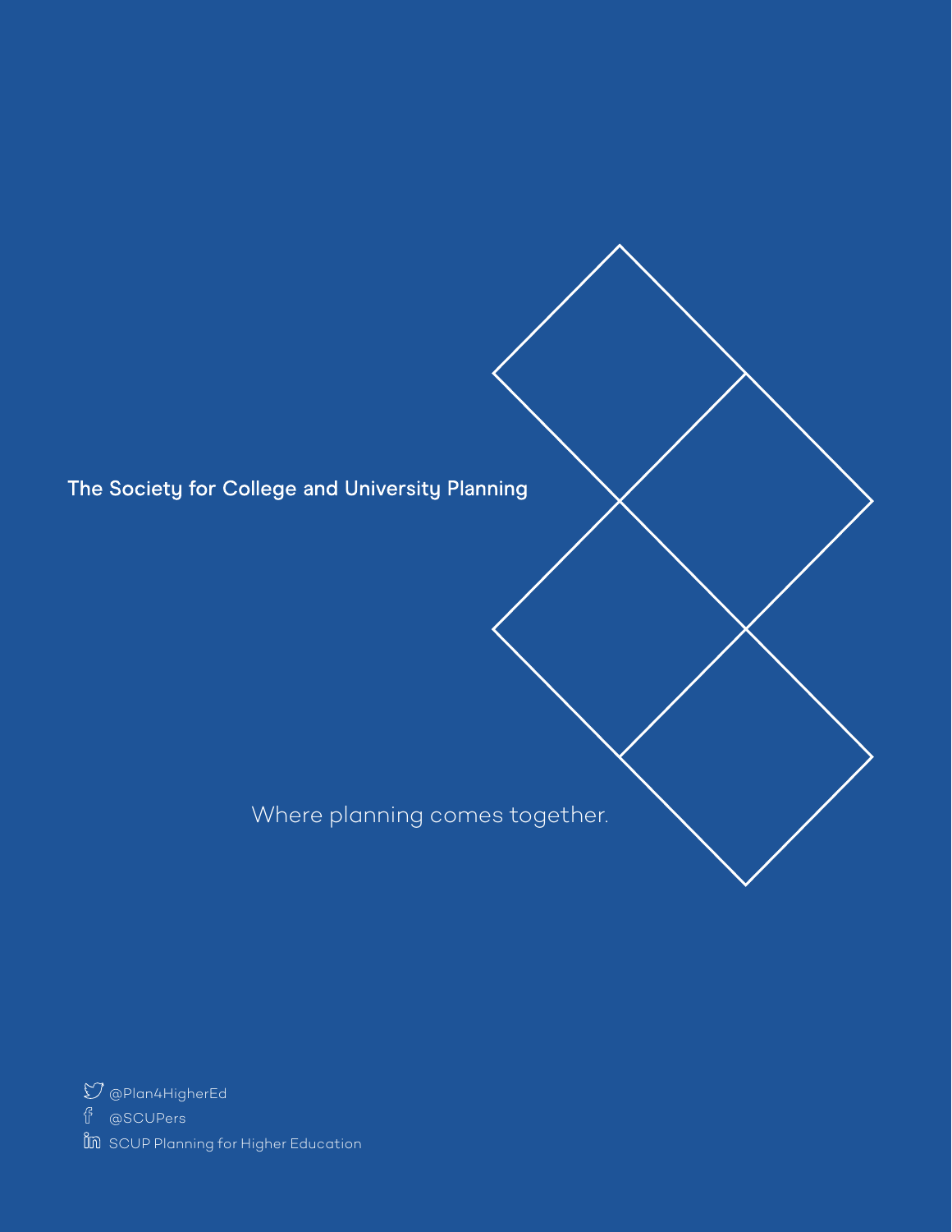The Society for College and University Planning

Where planning comes together.

@Plan4HigherEd

@SCUPers

SCUP Planning for Higher Education